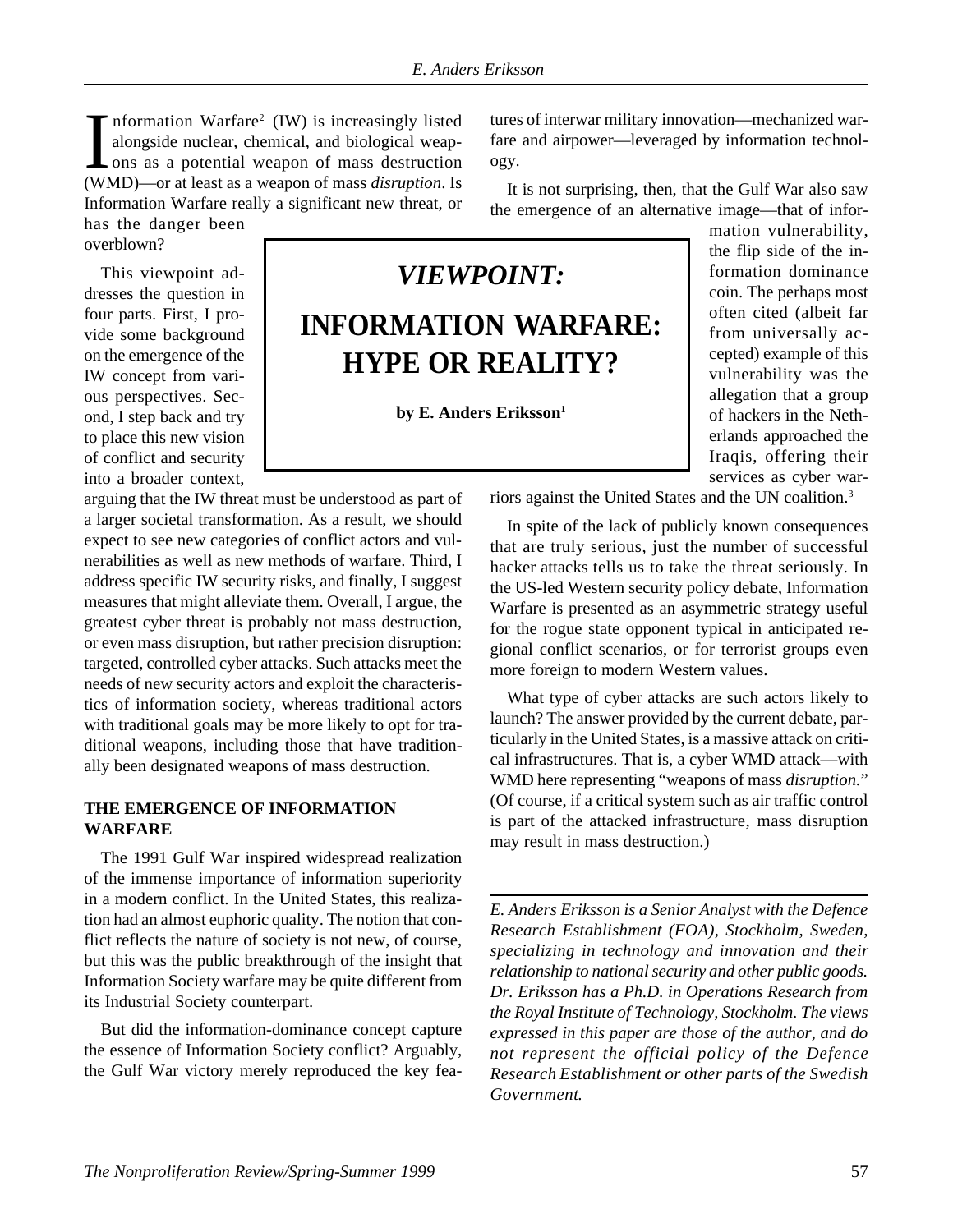# VIEWPOINT:

# INFORMATION WARFARE: HYPE OR REALITY?

**by E. Anders Eriksson**[1]

Information Warfare[2] (IW) is increasingly listed alongside nuclear, chemical, and biological weapons as a potential weapon of mass destruction (WMD)—or at least as a weapon of mass *disruption*. Is Information Warfare really a significant new threat, or has the danger been overblown?

This viewpoint addresses the question in four parts. First, I provide some background on the emergence of the IW concept from various perspectives. Second, I step back and try to place this new vision of conflict and security into a broader context, arguing that the IW threat must be understood as part of a larger societal transformation. As a result, we should expect to see new categories of conflict actors and vulnerabilities as well as new methods of warfare. Third, I address specific IW security risks, and finally, I suggest measures that might alleviate them. Overall, I argue, the greatest cyber threat is probably not mass destruction, or even mass disruption, but rather precision disruption: targeted, controlled cyber attacks. Such attacks meet the needs of new security actors and exploit the characteristics of information society, whereas traditional actors with traditional goals may be more likely to opt for traditional weapons, including those that have traditionally been designated weapons of mass destruction.

## THE EMERGENCE OF INFORMATION WARFARE

The 1991 Gulf War inspired widespread realization of the immense importance of information superiority in a modern conflict. In the United States, this realization had an almost euphoric quality. The notion that conflict reflects the nature of society is not new, of course, but this was the public breakthrough of the insight that Information Society warfare may be quite different from its Industrial Society counterpart.

But did the information-dominance concept capture the essence of Information Society conflict? Arguably, the Gulf War victory merely reproduced the key features of interwar military innovation—mechanized warfare and airpower—leveraged by information technology.

It is not surprising, then, that the Gulf War also saw the emergence of an alternative image—that of information vulnerability, the flip side of the information dominance coin. The perhaps most often cited (albeit far from universally accepted) example of this vulnerability was the allegation that a group of hackers in the Netherlands approached the Iraqis, offering their services as cyber warriors against the United States and the UN coalition.[3]

In spite of the lack of publicly known consequences that are truly serious, just the number of successful hacker attacks tells us to take the threat seriously. In the US-led Western security policy debate, Information Warfare is presented as an asymmetric strategy useful for the rogue state opponent typical in anticipated regional conflict scenarios, or for terrorist groups even more foreign to modern Western values.

What type of cyber attacks are such actors likely to launch? The answer provided by the current debate, particularly in the United States, is a massive attack on critical infrastructures. That is, a cyber WMD attack—with WMD here representing "weapons of mass *disruption.*" (Of course, if a critical system such as air traffic control is part of the attacked infrastructure, mass disruption may result in mass destruction.)

---

*E. Anders Eriksson is a Senior Analyst with the Defence Research Establishment (FOA), Stockholm, Sweden, specializing in technology and innovation and their relationship to national security and other public goods. Dr. Eriksson has a Ph.D. in Operations Research from the Royal Institute of Technology, Stockholm. The views expressed in this paper are those of the author, and do not represent the official policy of the Defence Research Establishment or other parts of the Swedish Government.*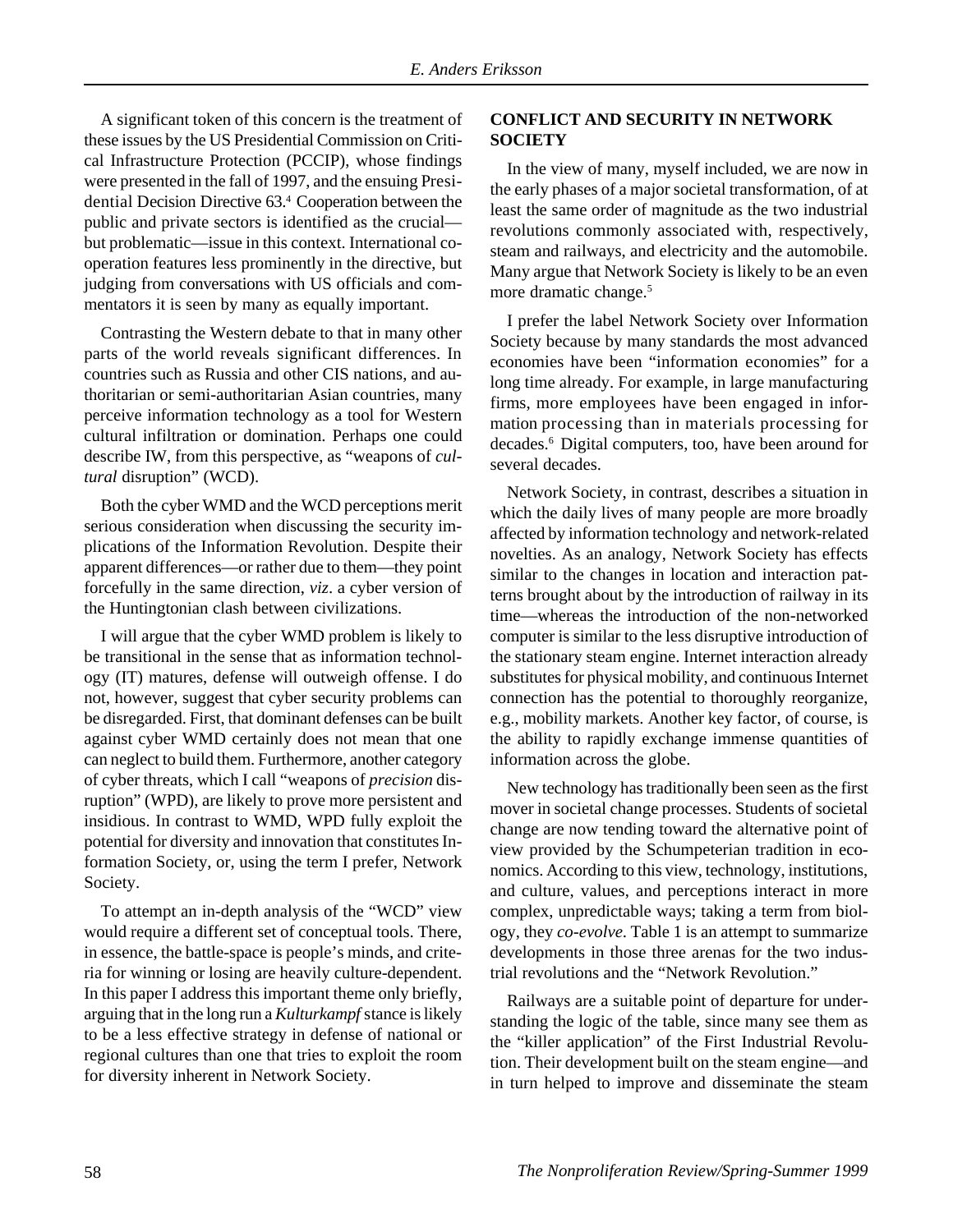A significant token of this concern is the treatment of these issues by the US Presidential Commission on Critical Infrastructure Protection (PCCIP), whose findings were presented in the fall of 1997, and the ensuing Presidential Decision Directive 63.[4] Cooperation between the public and private sectors is identified as the crucial—but problematic—issue in this context. International cooperation features less prominently in the directive, but judging from conversations with US officials and commentators it is seen by many as equally important.

Contrasting the Western debate to that in many other parts of the world reveals significant differences. In countries such as Russia and other CIS nations, and authoritarian or semi-authoritarian Asian countries, many perceive information technology as a tool for Western cultural infiltration or domination. Perhaps one could describe IW, from this perspective, as "weapons of *cultural* disruption" (WCD).

Both the cyber WMD and the WCD perceptions merit serious consideration when discussing the security implications of the Information Revolution. Despite their apparent differences—or rather due to them—they point forcefully in the same direction, *viz*. a cyber version of the Huntingtonian clash between civilizations.

I will argue that the cyber WMD problem is likely to be transitional in the sense that as information technology (IT) matures, defense will outweigh offense. I do not, however, suggest that cyber security problems can be disregarded. First, that dominant defenses can be built against cyber WMD certainly does not mean that one can neglect to build them. Furthermore, another category of cyber threats, which I call "weapons of *precision* disruption" (WPD), are likely to prove more persistent and insidious. In contrast to WMD, WPD fully exploit the potential for diversity and innovation that constitutes Information Society, or, using the term I prefer, Network Society.

To attempt an in-depth analysis of the "WCD" view would require a different set of conceptual tools. There, in essence, the battle-space is people's minds, and criteria for winning or losing are heavily culture-dependent. In this paper I address this important theme only briefly, arguing that in the long run a *Kulturkampf* stance is likely to be a less effective strategy in defense of national or regional cultures than one that tries to exploit the room for diversity inherent in Network Society.

## CONFLICT AND SECURITY IN NETWORK SOCIETY

In the view of many, myself included, we are now in the early phases of a major societal transformation, of at least the same order of magnitude as the two industrial revolutions commonly associated with, respectively, steam and railways, and electricity and the automobile. Many argue that Network Society is likely to be an even more dramatic change.[5]

I prefer the label Network Society over Information Society because by many standards the most advanced economies have been "information economies" for a long time already. For example, in large manufacturing firms, more employees have been engaged in information processing than in materials processing for decades.[6] Digital computers, too, have been around for several decades.

Network Society, in contrast, describes a situation in which the daily lives of many people are more broadly affected by information technology and network-related novelties. As an analogy, Network Society has effects similar to the changes in location and interaction patterns brought about by the introduction of railway in its time—whereas the introduction of the non-networked computer is similar to the less disruptive introduction of the stationary steam engine. Internet interaction already substitutes for physical mobility, and continuous Internet connection has the potential to thoroughly reorganize, e.g., mobility markets. Another key factor, of course, is the ability to rapidly exchange immense quantities of information across the globe.

New technology has traditionally been seen as the first mover in societal change processes. Students of societal change are now tending toward the alternative point of view provided by the Schumpeterian tradition in economics. According to this view, technology, institutions, and culture, values, and perceptions interact in more complex, unpredictable ways; taking a term from biology, they *co-evolve.* Table 1 is an attempt to summarize developments in those three arenas for the two industrial revolutions and the "Network Revolution."

Railways are a suitable point of departure for understanding the logic of the table, since many see them as the "killer application" of the First Industrial Revolution. Their development built on the steam engine—and in turn helped to improve and disseminate the steam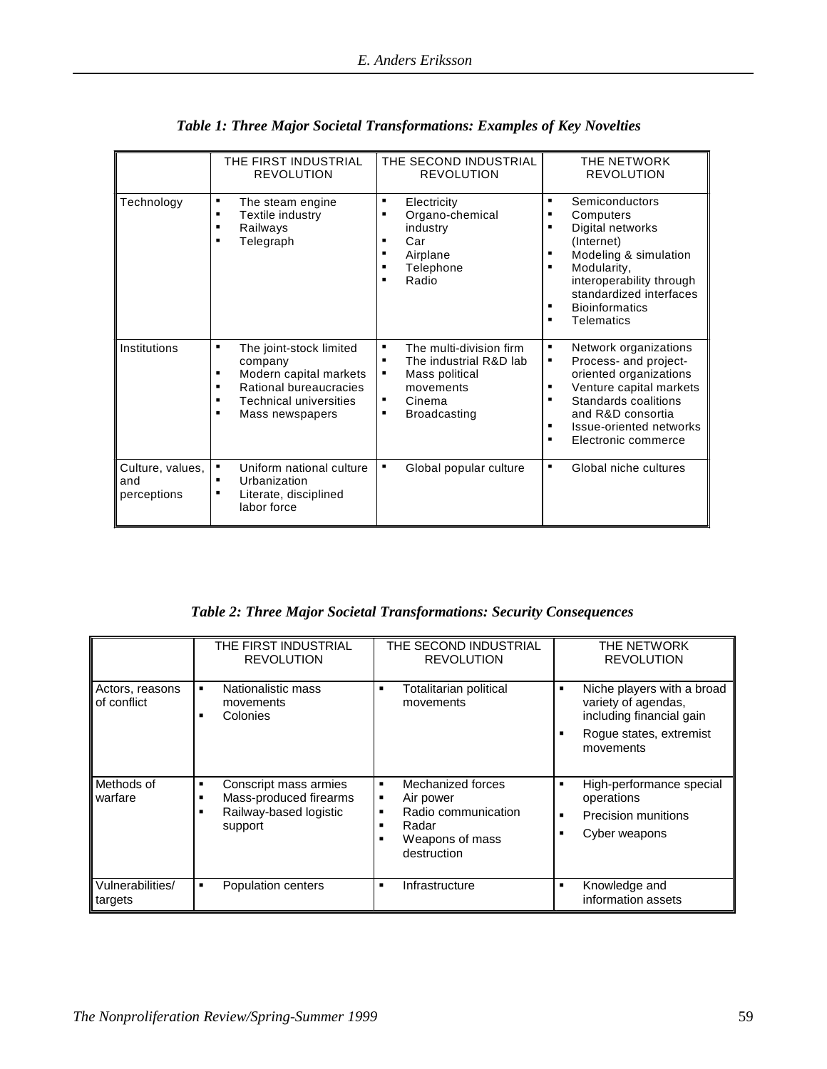*Table 1: Three Major Societal Transformations: Examples of Key Novelties*

| | THE FIRST INDUSTRIAL REVOLUTION | THE SECOND INDUSTRIAL REVOLUTION | THE NETWORK REVOLUTION |
|---|---|---|---|
| Technology | ▪ The steam engine<br>▪ Textile industry<br>▪ Railways<br>▪ Telegraph | ▪ Electricity<br>▪ Organo-chemical industry<br>▪ Car<br>▪ Airplane<br>▪ Telephone<br>▪ Radio | ▪ Semiconductors<br>▪ Computers<br>▪ Digital networks (Internet)<br>▪ Modeling & simulation<br>▪ Modularity, interoperability through standardized interfaces<br>▪ Bioinformatics<br>▪ Telematics |
| Institutions | ▪ The joint-stock limited company<br>▪ Modern capital markets<br>▪ Rational bureaucracies<br>▪ Technical universities<br>▪ Mass newspapers | ▪ The multi-division firm<br>▪ The industrial R&D lab<br>▪ Mass political movements<br>▪ Cinema<br>▪ Broadcasting | ▪ Network organizations<br>▪ Process- and project-oriented organizations<br>▪ Venture capital markets<br>▪ Standards coalitions and R&D consortia<br>▪ Issue-oriented networks<br>▪ Electronic commerce |
| Culture, values, and perceptions | ▪ Uniform national culture<br>▪ Urbanization<br>▪ Literate, disciplined labor force | ▪ Global popular culture | ▪ Global niche cultures |

*Table 2: Three Major Societal Transformations: Security Consequences*

| | THE FIRST INDUSTRIAL REVOLUTION | THE SECOND INDUSTRIAL REVOLUTION | THE NETWORK REVOLUTION |
|---|---|---|---|
| Actors, reasons of conflict | ▪ Nationalistic mass movements<br>▪ Colonies | ▪ Totalitarian political movements | ▪ Niche players with a broad variety of agendas, including financial gain<br>▪ Rogue states, extremist movements |
| Methods of warfare | ▪ Conscript mass armies<br>▪ Mass-produced firearms<br>▪ Railway-based logistic support | ▪ Mechanized forces<br>▪ Air power<br>▪ Radio communication<br>▪ Radar<br>▪ Weapons of mass destruction | ▪ High-performance special operations<br>▪ Precision munitions<br>▪ Cyber weapons |
| Vulnerabilities/ targets | ▪ Population centers | ▪ Infrastructure | ▪ Knowledge and information assets |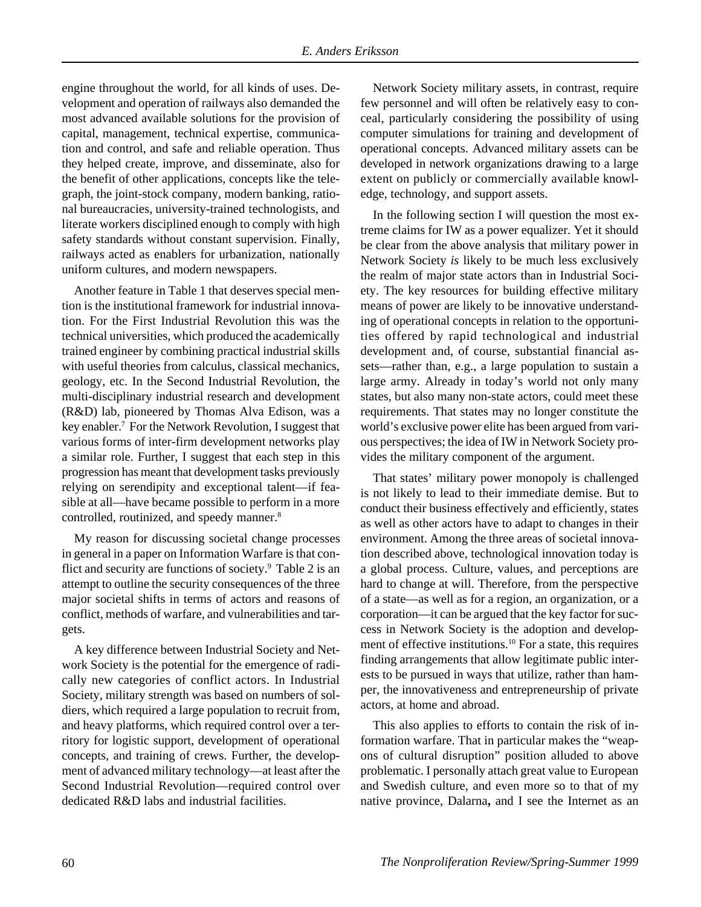engine throughout the world, for all kinds of uses. Development and operation of railways also demanded the most advanced available solutions for the provision of capital, management, technical expertise, communication and control, and safe and reliable operation. Thus they helped create, improve, and disseminate, also for the benefit of other applications, concepts like the telegraph, the joint-stock company, modern banking, rational bureaucracies, university-trained technologists, and literate workers disciplined enough to comply with high safety standards without constant supervision. Finally, railways acted as enablers for urbanization, nationally uniform cultures, and modern newspapers.

Another feature in Table 1 that deserves special mention is the institutional framework for industrial innovation. For the First Industrial Revolution this was the technical universities, which produced the academically trained engineer by combining practical industrial skills with useful theories from calculus, classical mechanics, geology, etc. In the Second Industrial Revolution, the multi-disciplinary industrial research and development (R&D) lab, pioneered by Thomas Alva Edison, was a key enabler.[7] For the Network Revolution, I suggest that various forms of inter-firm development networks play a similar role. Further, I suggest that each step in this progression has meant that development tasks previously relying on serendipity and exceptional talent—if feasible at all—have became possible to perform in a more controlled, routinized, and speedy manner.[8]

My reason for discussing societal change processes in general in a paper on Information Warfare is that conflict and security are functions of society.[9] Table 2 is an attempt to outline the security consequences of the three major societal shifts in terms of actors and reasons of conflict, methods of warfare, and vulnerabilities and targets.

A key difference between Industrial Society and Network Society is the potential for the emergence of radically new categories of conflict actors. In Industrial Society, military strength was based on numbers of soldiers, which required a large population to recruit from, and heavy platforms, which required control over a territory for logistic support, development of operational concepts, and training of crews. Further, the development of advanced military technology—at least after the Second Industrial Revolution—required control over dedicated R&D labs and industrial facilities.

Network Society military assets, in contrast, require few personnel and will often be relatively easy to conceal, particularly considering the possibility of using computer simulations for training and development of operational concepts. Advanced military assets can be developed in network organizations drawing to a large extent on publicly or commercially available knowledge, technology, and support assets.

In the following section I will question the most extreme claims for IW as a power equalizer. Yet it should be clear from the above analysis that military power in Network Society *is* likely to be much less exclusively the realm of major state actors than in Industrial Society. The key resources for building effective military means of power are likely to be innovative understanding of operational concepts in relation to the opportunities offered by rapid technological and industrial development and, of course, substantial financial assets—rather than, e.g., a large population to sustain a large army. Already in today's world not only many states, but also many non-state actors, could meet these requirements. That states may no longer constitute the world's exclusive power elite has been argued from various perspectives; the idea of IW in Network Society provides the military component of the argument.

That states' military power monopoly is challenged is not likely to lead to their immediate demise. But to conduct their business effectively and efficiently, states as well as other actors have to adapt to changes in their environment. Among the three areas of societal innovation described above, technological innovation today is a global process. Culture, values, and perceptions are hard to change at will. Therefore, from the perspective of a state—as well as for a region, an organization, or a corporation—it can be argued that the key factor for success in Network Society is the adoption and development of effective institutions.[10] For a state, this requires finding arrangements that allow legitimate public interests to be pursued in ways that utilize, rather than hamper, the innovativeness and entrepreneurship of private actors, at home and abroad.

This also applies to efforts to contain the risk of information warfare. That in particular makes the "weapons of cultural disruption" position alluded to above problematic. I personally attach great value to European and Swedish culture, and even more so to that of my native province, Dalarna**,** and I see the Internet as an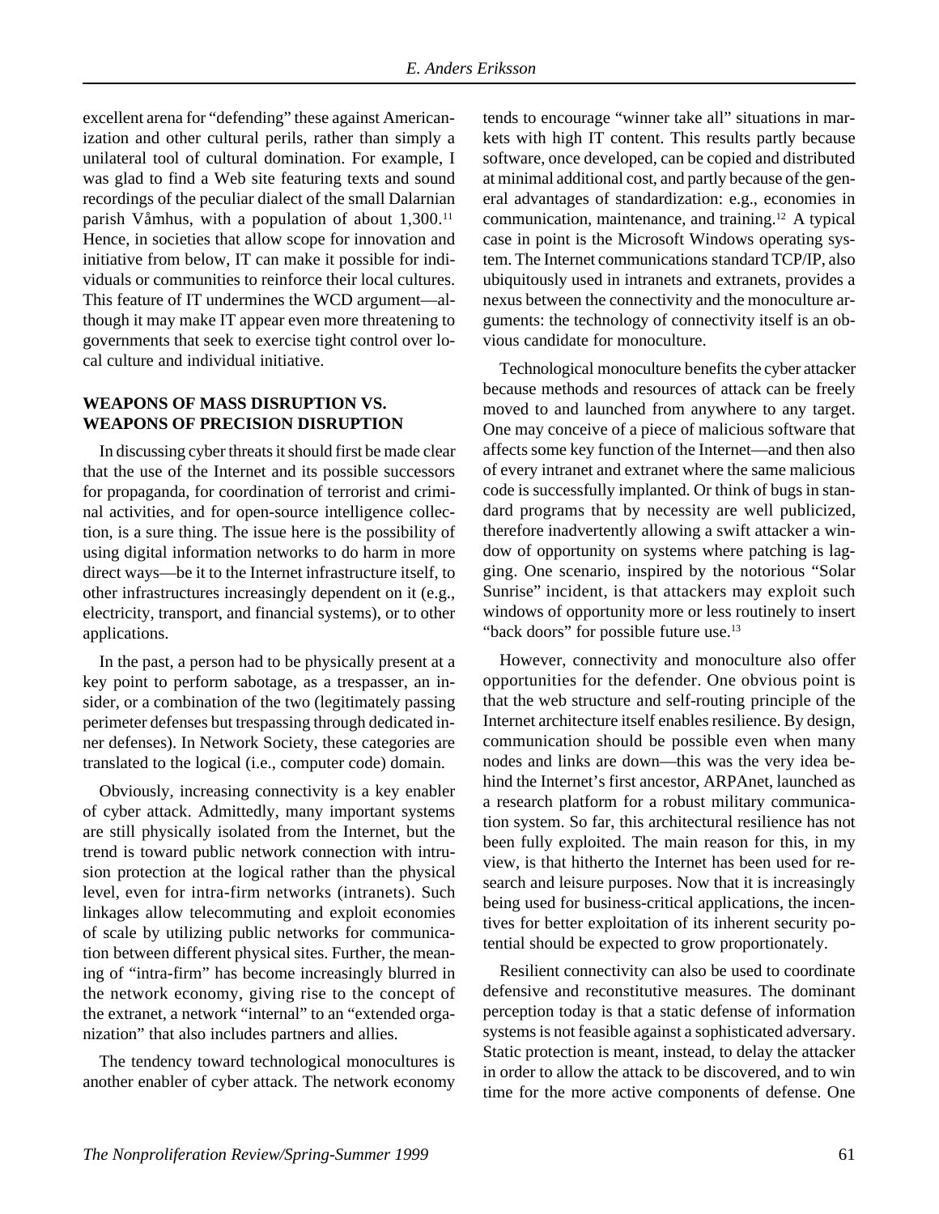excellent arena for "defending" these against Americanization and other cultural perils, rather than simply a unilateral tool of cultural domination. For example, I was glad to find a Web site featuring texts and sound recordings of the peculiar dialect of the small Dalarnian parish Våmhus, with a population of about 1,300.[11] Hence, in societies that allow scope for innovation and initiative from below, IT can make it possible for individuals or communities to reinforce their local cultures. This feature of IT undermines the WCD argument—although it may make IT appear even more threatening to governments that seek to exercise tight control over local culture and individual initiative.

## WEAPONS OF MASS DISRUPTION VS. WEAPONS OF PRECISION DISRUPTION

In discussing cyber threats it should first be made clear that the use of the Internet and its possible successors for propaganda, for coordination of terrorist and criminal activities, and for open-source intelligence collection, is a sure thing. The issue here is the possibility of using digital information networks to do harm in more direct ways—be it to the Internet infrastructure itself, to other infrastructures increasingly dependent on it (e.g., electricity, transport, and financial systems), or to other applications.

In the past, a person had to be physically present at a key point to perform sabotage, as a trespasser, an insider, or a combination of the two (legitimately passing perimeter defenses but trespassing through dedicated inner defenses). In Network Society, these categories are translated to the logical (i.e., computer code) domain.

Obviously, increasing connectivity is a key enabler of cyber attack. Admittedly, many important systems are still physically isolated from the Internet, but the trend is toward public network connection with intrusion protection at the logical rather than the physical level, even for intra-firm networks (intranets). Such linkages allow telecommuting and exploit economies of scale by utilizing public networks for communication between different physical sites. Further, the meaning of "intra-firm" has become increasingly blurred in the network economy, giving rise to the concept of the extranet, a network "internal" to an "extended organization" that also includes partners and allies.

The tendency toward technological monocultures is another enabler of cyber attack. The network economy tends to encourage "winner take all" situations in markets with high IT content. This results partly because software, once developed, can be copied and distributed at minimal additional cost, and partly because of the general advantages of standardization: e.g., economies in communication, maintenance, and training.[12] A typical case in point is the Microsoft Windows operating system. The Internet communications standard TCP/IP, also ubiquitously used in intranets and extranets, provides a nexus between the connectivity and the monoculture arguments: the technology of connectivity itself is an obvious candidate for monoculture.

Technological monoculture benefits the cyber attacker because methods and resources of attack can be freely moved to and launched from anywhere to any target. One may conceive of a piece of malicious software that affects some key function of the Internet—and then also of every intranet and extranet where the same malicious code is successfully implanted. Or think of bugs in standard programs that by necessity are well publicized, therefore inadvertently allowing a swift attacker a window of opportunity on systems where patching is lagging. One scenario, inspired by the notorious "Solar Sunrise" incident, is that attackers may exploit such windows of opportunity more or less routinely to insert "back doors" for possible future use.[13]

However, connectivity and monoculture also offer opportunities for the defender. One obvious point is that the web structure and self-routing principle of the Internet architecture itself enables resilience. By design, communication should be possible even when many nodes and links are down—this was the very idea behind the Internet's first ancestor, ARPAnet, launched as a research platform for a robust military communication system. So far, this architectural resilience has not been fully exploited. The main reason for this, in my view, is that hitherto the Internet has been used for research and leisure purposes. Now that it is increasingly being used for business-critical applications, the incentives for better exploitation of its inherent security potential should be expected to grow proportionately.

Resilient connectivity can also be used to coordinate defensive and reconstitutive measures. The dominant perception today is that a static defense of information systems is not feasible against a sophisticated adversary. Static protection is meant, instead, to delay the attacker in order to allow the attack to be discovered, and to win time for the more active components of defense. One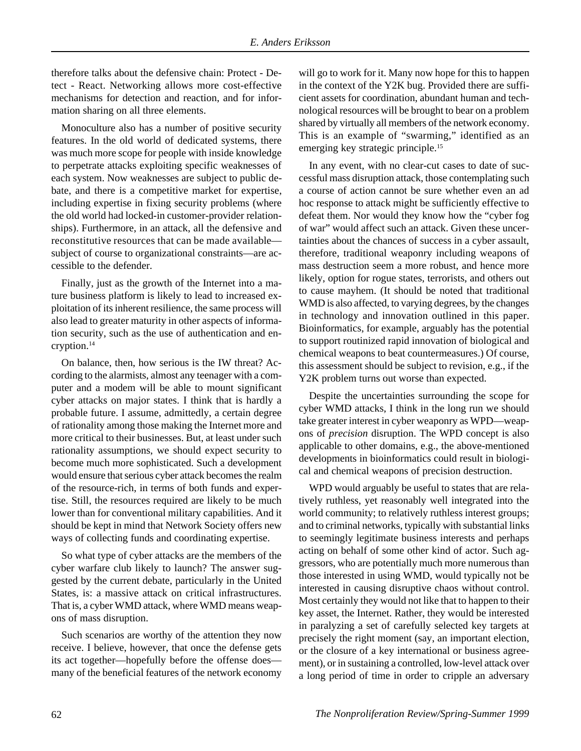therefore talks about the defensive chain: Protect - Detect - React. Networking allows more cost-effective mechanisms for detection and reaction, and for information sharing on all three elements.

Monoculture also has a number of positive security features. In the old world of dedicated systems, there was much more scope for people with inside knowledge to perpetrate attacks exploiting specific weaknesses of each system. Now weaknesses are subject to public debate, and there is a competitive market for expertise, including expertise in fixing security problems (where the old world had locked-in customer-provider relationships). Furthermore, in an attack, all the defensive and reconstitutive resources that can be made available—subject of course to organizational constraints—are accessible to the defender.

Finally, just as the growth of the Internet into a mature business platform is likely to lead to increased exploitation of its inherent resilience, the same process will also lead to greater maturity in other aspects of information security, such as the use of authentication and encryption.[14]

On balance, then, how serious is the IW threat? According to the alarmists, almost any teenager with a computer and a modem will be able to mount significant cyber attacks on major states. I think that is hardly a probable future. I assume, admittedly, a certain degree of rationality among those making the Internet more and more critical to their businesses. But, at least under such rationality assumptions, we should expect security to become much more sophisticated. Such a development would ensure that serious cyber attack becomes the realm of the resource-rich, in terms of both funds and expertise. Still, the resources required are likely to be much lower than for conventional military capabilities. And it should be kept in mind that Network Society offers new ways of collecting funds and coordinating expertise.

So what type of cyber attacks are the members of the cyber warfare club likely to launch? The answer suggested by the current debate, particularly in the United States, is: a massive attack on critical infrastructures. That is, a cyber WMD attack, where WMD means weapons of mass disruption.

Such scenarios are worthy of the attention they now receive. I believe, however, that once the defense gets its act together—hopefully before the offense does—many of the beneficial features of the network economy will go to work for it. Many now hope for this to happen in the context of the Y2K bug. Provided there are sufficient assets for coordination, abundant human and technological resources will be brought to bear on a problem shared by virtually all members of the network economy. This is an example of "swarming," identified as an emerging key strategic principle.[15]

In any event, with no clear-cut cases to date of successful mass disruption attack, those contemplating such a course of action cannot be sure whether even an ad hoc response to attack might be sufficiently effective to defeat them. Nor would they know how the "cyber fog of war" would affect such an attack. Given these uncertainties about the chances of success in a cyber assault, therefore, traditional weaponry including weapons of mass destruction seem a more robust, and hence more likely, option for rogue states, terrorists, and others out to cause mayhem. (It should be noted that traditional WMD is also affected, to varying degrees, by the changes in technology and innovation outlined in this paper. Bioinformatics, for example, arguably has the potential to support routinized rapid innovation of biological and chemical weapons to beat countermeasures.) Of course, this assessment should be subject to revision, e.g., if the Y2K problem turns out worse than expected.

Despite the uncertainties surrounding the scope for cyber WMD attacks, I think in the long run we should take greater interest in cyber weaponry as WPD—weapons of *precision* disruption. The WPD concept is also applicable to other domains, e.g., the above-mentioned developments in bioinformatics could result in biological and chemical weapons of precision destruction.

WPD would arguably be useful to states that are relatively ruthless, yet reasonably well integrated into the world community; to relatively ruthless interest groups; and to criminal networks, typically with substantial links to seemingly legitimate business interests and perhaps acting on behalf of some other kind of actor. Such aggressors, who are potentially much more numerous than those interested in using WMD, would typically not be interested in causing disruptive chaos without control. Most certainly they would not like that to happen to their key asset, the Internet. Rather, they would be interested in paralyzing a set of carefully selected key targets at precisely the right moment (say, an important election, or the closure of a key international or business agreement), or in sustaining a controlled, low-level attack over a long period of time in order to cripple an adversary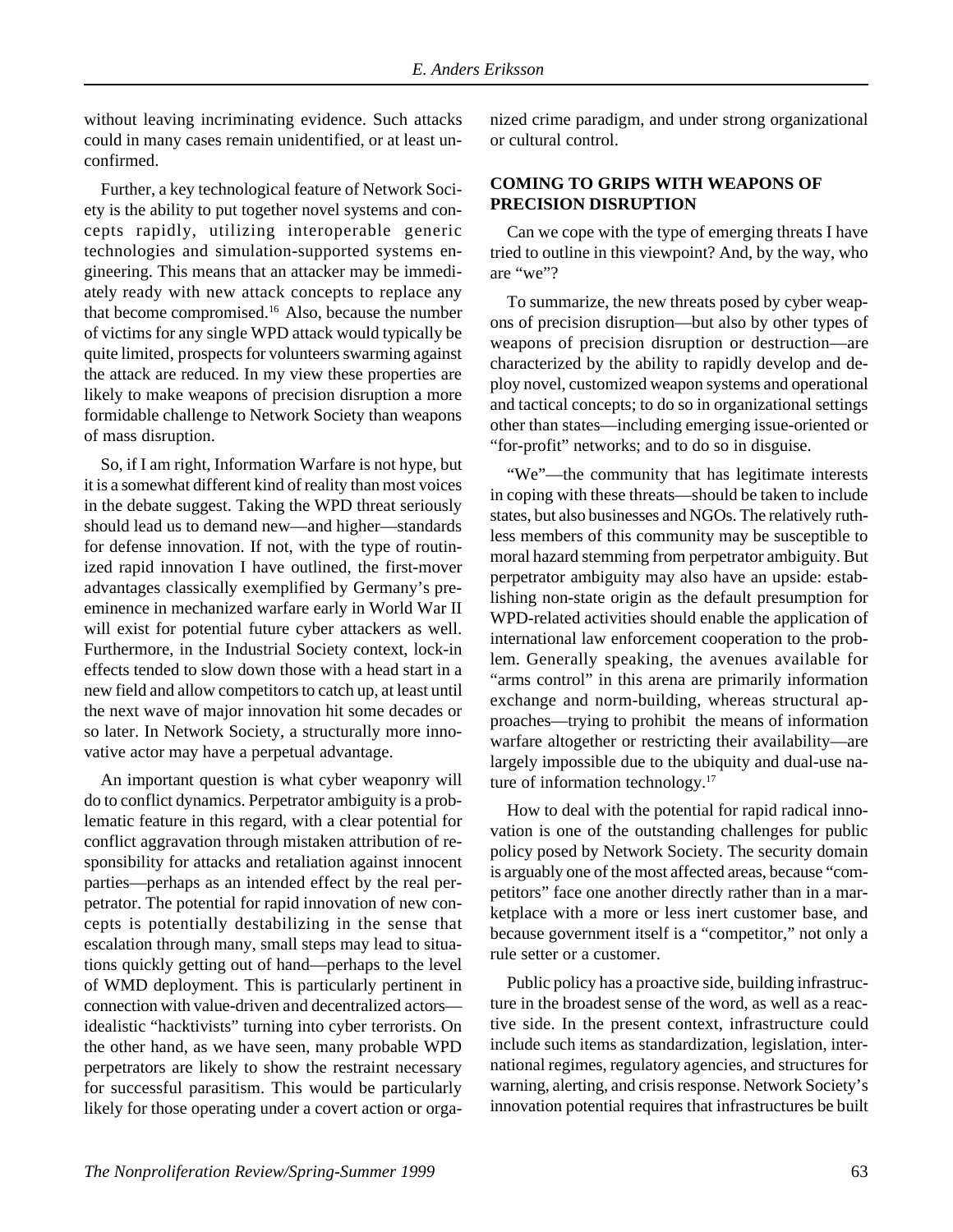without leaving incriminating evidence. Such attacks could in many cases remain unidentified, or at least unconfirmed.

Further, a key technological feature of Network Society is the ability to put together novel systems and concepts rapidly, utilizing interoperable generic technologies and simulation-supported systems engineering. This means that an attacker may be immediately ready with new attack concepts to replace any that become compromised.[16] Also, because the number of victims for any single WPD attack would typically be quite limited, prospects for volunteers swarming against the attack are reduced. In my view these properties are likely to make weapons of precision disruption a more formidable challenge to Network Society than weapons of mass disruption.

So, if I am right, Information Warfare is not hype, but it is a somewhat different kind of reality than most voices in the debate suggest. Taking the WPD threat seriously should lead us to demand new—and higher—standards for defense innovation. If not, with the type of routinized rapid innovation I have outlined, the first-mover advantages classically exemplified by Germany's preeminence in mechanized warfare early in World War II will exist for potential future cyber attackers as well. Furthermore, in the Industrial Society context, lock-in effects tended to slow down those with a head start in a new field and allow competitors to catch up, at least until the next wave of major innovation hit some decades or so later. In Network Society, a structurally more innovative actor may have a perpetual advantage.

An important question is what cyber weaponry will do to conflict dynamics. Perpetrator ambiguity is a problematic feature in this regard, with a clear potential for conflict aggravation through mistaken attribution of responsibility for attacks and retaliation against innocent parties—perhaps as an intended effect by the real perpetrator. The potential for rapid innovation of new concepts is potentially destabilizing in the sense that escalation through many, small steps may lead to situations quickly getting out of hand—perhaps to the level of WMD deployment. This is particularly pertinent in connection with value-driven and decentralized actors—idealistic "hacktivists" turning into cyber terrorists. On the other hand, as we have seen, many probable WPD perpetrators are likely to show the restraint necessary for successful parasitism. This would be particularly likely for those operating under a covert action or organized crime paradigm, and under strong organizational or cultural control.

## COMING TO GRIPS WITH WEAPONS OF PRECISION DISRUPTION

Can we cope with the type of emerging threats I have tried to outline in this viewpoint? And, by the way, who are "we"?

To summarize, the new threats posed by cyber weapons of precision disruption—but also by other types of weapons of precision disruption or destruction—are characterized by the ability to rapidly develop and deploy novel, customized weapon systems and operational and tactical concepts; to do so in organizational settings other than states—including emerging issue-oriented or "for-profit" networks; and to do so in disguise.

"We"—the community that has legitimate interests in coping with these threats—should be taken to include states, but also businesses and NGOs. The relatively ruthless members of this community may be susceptible to moral hazard stemming from perpetrator ambiguity. But perpetrator ambiguity may also have an upside: establishing non-state origin as the default presumption for WPD-related activities should enable the application of international law enforcement cooperation to the problem. Generally speaking, the avenues available for "arms control" in this arena are primarily information exchange and norm-building, whereas structural approaches—trying to prohibit the means of information warfare altogether or restricting their availability—are largely impossible due to the ubiquity and dual-use nature of information technology.[17]

How to deal with the potential for rapid radical innovation is one of the outstanding challenges for public policy posed by Network Society. The security domain is arguably one of the most affected areas, because "competitors" face one another directly rather than in a marketplace with a more or less inert customer base, and because government itself is a "competitor," not only a rule setter or a customer.

Public policy has a proactive side, building infrastructure in the broadest sense of the word, as well as a reactive side. In the present context, infrastructure could include such items as standardization, legislation, international regimes, regulatory agencies, and structures for warning, alerting, and crisis response. Network Society's innovation potential requires that infrastructures be built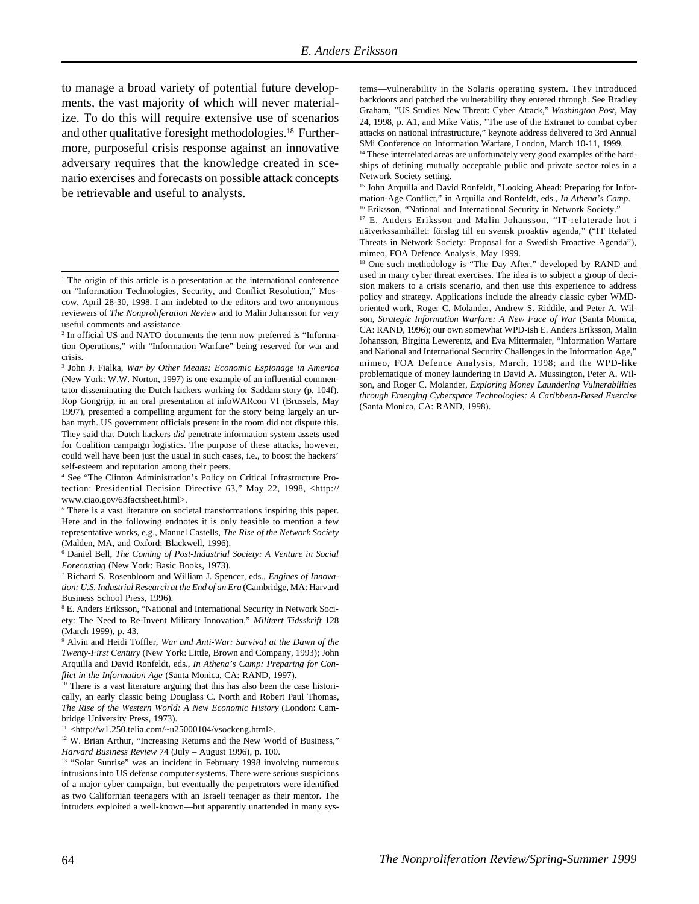to manage a broad variety of potential future developments, the vast majority of which will never materialize. To do this will require extensive use of scenarios and other qualitative foresight methodologies.[18] Furthermore, purposeful crisis response against an innovative adversary requires that the knowledge created in scenario exercises and forecasts on possible attack concepts be retrievable and useful to analysts.

---

[1] The origin of this article is a presentation at the international conference on "Information Technologies, Security, and Conflict Resolution," Moscow, April 28-30, 1998. I am indebted to the editors and two anonymous reviewers of *The Nonproliferation Review* and to Malin Johansson for very useful comments and assistance.

[2] In official US and NATO documents the term now preferred is "Information Operations," with "Information Warfare" being reserved for war and crisis.

[3] John J. Fialka, *War by Other Means: Economic Espionage in America* (New York: W.W. Norton, 1997) is one example of an influential commentator disseminating the Dutch hackers working for Saddam story (p. 104f). Rop Gongrijp, in an oral presentation at infoWARcon VI (Brussels, May 1997), presented a compelling argument for the story being largely an urban myth. US government officials present in the room did not dispute this. They said that Dutch hackers *did* penetrate information system assets used for Coalition campaign logistics. The purpose of these attacks, however, could well have been just the usual in such cases, i.e., to boost the hackers' self-esteem and reputation among their peers.

[4] See "The Clinton Administration's Policy on Critical Infrastructure Protection: Presidential Decision Directive 63," May 22, 1998, <http://www.ciao.gov/63factsheet.html>.

[5] There is a vast literature on societal transformations inspiring this paper. Here and in the following endnotes it is only feasible to mention a few representative works, e.g., Manuel Castells, *The Rise of the Network Society* (Malden, MA, and Oxford: Blackwell, 1996).

[6] Daniel Bell, *The Coming of Post-Industrial Society: A Venture in Social Forecasting* (New York: Basic Books, 1973).

[7] Richard S. Rosenbloom and William J. Spencer, eds., *Engines of Innovation: U.S. Industrial Research at the End of an Era* (Cambridge, MA: Harvard Business School Press, 1996).

[8] E. Anders Eriksson, "National and International Security in Network Society: The Need to Re-Invent Military Innovation," *Militært Tidsskrift* 128 (March 1999), p. 43.

[9] Alvin and Heidi Toffler, *War and Anti-War: Survival at the Dawn of the Twenty-First Century* (New York: Little, Brown and Company, 1993); John Arquilla and David Ronfeldt, eds., *In Athena's Camp: Preparing for Conflict in the Information Age* (Santa Monica, CA: RAND, 1997).

[10] There is a vast literature arguing that this has also been the case historically, an early classic being Douglass C. North and Robert Paul Thomas, *The Rise of the Western World: A New Economic History* (London: Cambridge University Press, 1973).

[11] <http://w1.250.telia.com/~u25000104/vsockeng.html>.

[12] W. Brian Arthur, "Increasing Returns and the New World of Business," *Harvard Business Review* 74 (July – August 1996), p. 100.

[13] "Solar Sunrise" was an incident in February 1998 involving numerous intrusions into US defense computer systems. There were serious suspicions of a major cyber campaign, but eventually the perpetrators were identified as two Californian teenagers with an Israeli teenager as their mentor. The intruders exploited a well-known—but apparently unattended in many systems—vulnerability in the Solaris operating system. They introduced backdoors and patched the vulnerability they entered through. See Bradley Graham, "US Studies New Threat: Cyber Attack," *Washington Post*, May 24, 1998, p. A1, and Mike Vatis, "The use of the Extranet to combat cyber attacks on national infrastructure," keynote address delivered to 3rd Annual SMi Conference on Information Warfare, London, March 10-11, 1999.

[14] These interrelated areas are unfortunately very good examples of the hardships of defining mutually acceptable public and private sector roles in a Network Society setting.

[15] John Arquilla and David Ronfeldt, "Looking Ahead: Preparing for Information-Age Conflict," in Arquilla and Ronfeldt, eds., *In Athena's Camp*.

[16] Eriksson, "National and International Security in Network Society."

[17] E. Anders Eriksson and Malin Johansson, "IT-relaterade hot i nätverkssamhället: förslag till en svensk proaktiv agenda," ("IT Related Threats in Network Society: Proposal for a Swedish Proactive Agenda"), mimeo, FOA Defence Analysis, May 1999.

[18] One such methodology is "The Day After," developed by RAND and used in many cyber threat exercises. The idea is to subject a group of decision makers to a crisis scenario, and then use this experience to address policy and strategy. Applications include the already classic cyber WMD-oriented work, Roger C. Molander, Andrew S. Riddile, and Peter A. Wilson, *Strategic Information Warfare: A New Face of War* (Santa Monica, CA: RAND, 1996); our own somewhat WPD-ish E. Anders Eriksson, Malin Johansson, Birgitta Lewerentz, and Eva Mittermaier, "Information Warfare and National and International Security Challenges in the Information Age," mimeo, FOA Defence Analysis, March, 1998; and the WPD-like problematique of money laundering in David A. Mussington, Peter A. Wilson, and Roger C. Molander, *Exploring Money Laundering Vulnerabilities through Emerging Cyberspace Technologies: A Caribbean-Based Exercise* (Santa Monica, CA: RAND, 1998).